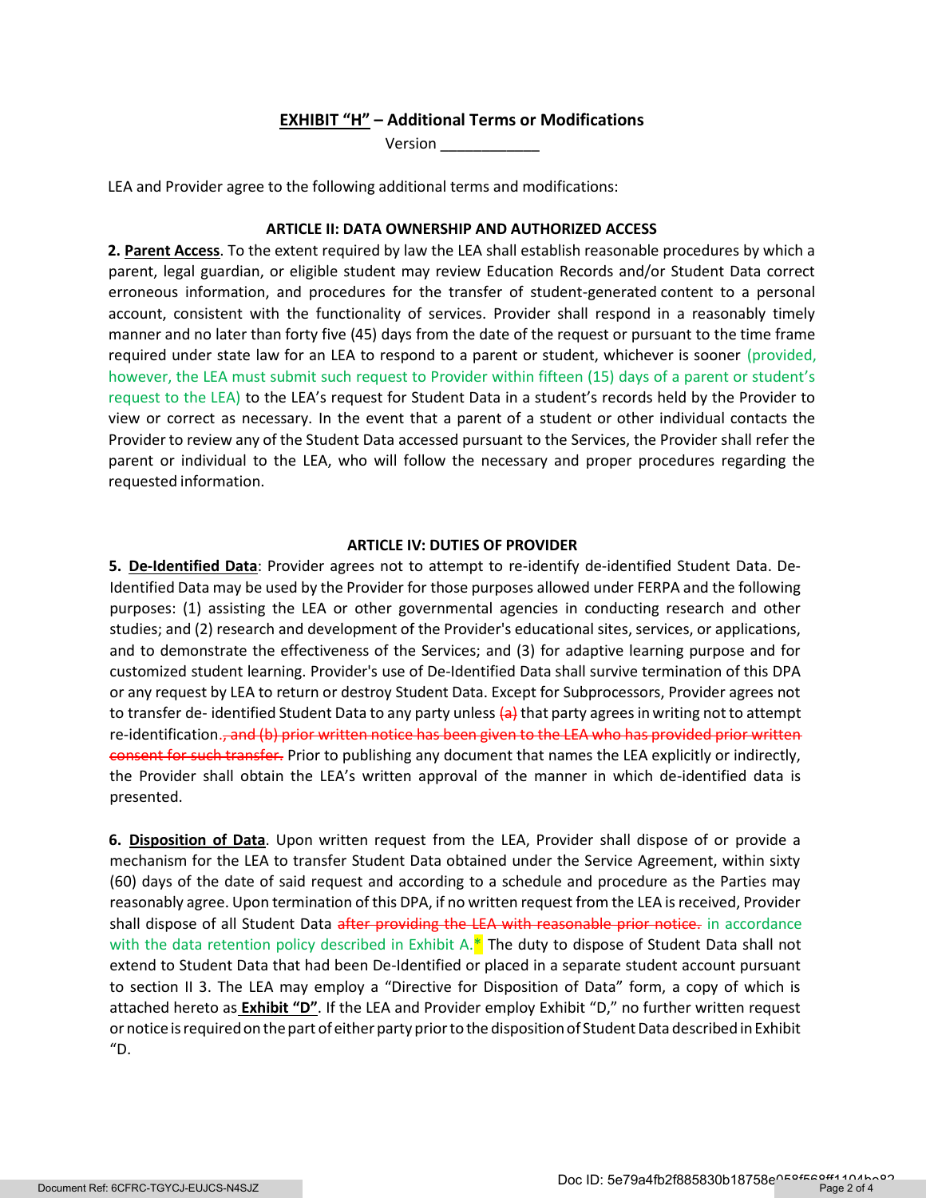## EXHIBIT "H" – Additional Terms or Modifications

Version ___________

LEA and Provider agree to the following additional terms and modifications:

### ARTICLE II: DATA OWNERSHIP AND AUTHORIZED ACCESS

**2. Parent Access**. To the extent required by law the LEA shall establish reasonable procedures by which a parent, legal guardian, or eligible student may review Education Records and/or Student Data correct erroneous information, and procedures for the transfer of student-generated content to a personal account, consistent with the functionality of services. Provider shall respond in a reasonably timely manner and no later than forty five (45) days from the date of the request or pursuant to the time frame required under state law for an LEA to respond to a parent or student, whichever is sooner (provided, however, the LEA must submit such request to Provider within fifteen (15) days of a parent or student's request to the LEA) to the LEA's request for Student Data in a student's records held by the Provider to view or correct as necessary. In the event that a parent of a student or other individual contacts the Provider to review any of the Student Data accessed pursuant to the Services, the Provider shall refer the parent or individual to the LEA, who will follow the necessary and proper procedures regarding the requested information.

### ARTICLE IV: DUTIES OF PROVIDER

**5. De-Identified Data**: Provider agrees not to attempt to re-identify de-identified Student Data. De-Identified Data may be used by the Provider for those purposes allowed under FERPA and the following purposes: (1) assisting the LEA or other governmental agencies in conducting research and other studies; and (2) research and development of the Provider's educational sites, services, or applications, and to demonstrate the effectiveness of the Services; and (3) for adaptive learning purpose and for customized student learning. Provider's use of De-Identified Data shall survive termination of this DPA or any request by LEA to return or destroy Student Data. Except for Subprocessors, Provider agrees not to transfer de- identified Student Data to any party unless ~~(a)~~ that party agrees in writing not to attempt re-identification.~~, and (b) prior written notice has been given to the LEA who has provided prior written consent for such transfer.~~ Prior to publishing any document that names the LEA explicitly or indirectly, the Provider shall obtain the LEA's written approval of the manner in which de-identified data is presented.

**6. Disposition of Data**. Upon written request from the LEA, Provider shall dispose of or provide a mechanism for the LEA to transfer Student Data obtained under the Service Agreement, within sixty (60) days of the date of said request and according to a schedule and procedure as the Parties may reasonably agree. Upon termination of this DPA, if no written request from the LEA is received, Provider shall dispose of all Student Data ~~after providing the LEA with reasonable prior notice.~~ in accordance with the data retention policy described in Exhibit A.* The duty to dispose of Student Data shall not extend to Student Data that had been De-Identified or placed in a separate student account pursuant to section II 3. The LEA may employ a "Directive for Disposition of Data" form, a copy of which is attached hereto as **Exhibit "D"**. If the LEA and Provider employ Exhibit "D," no further written request or notice is required on the part of either party prior to the disposition of Student Data described in Exhibit "D.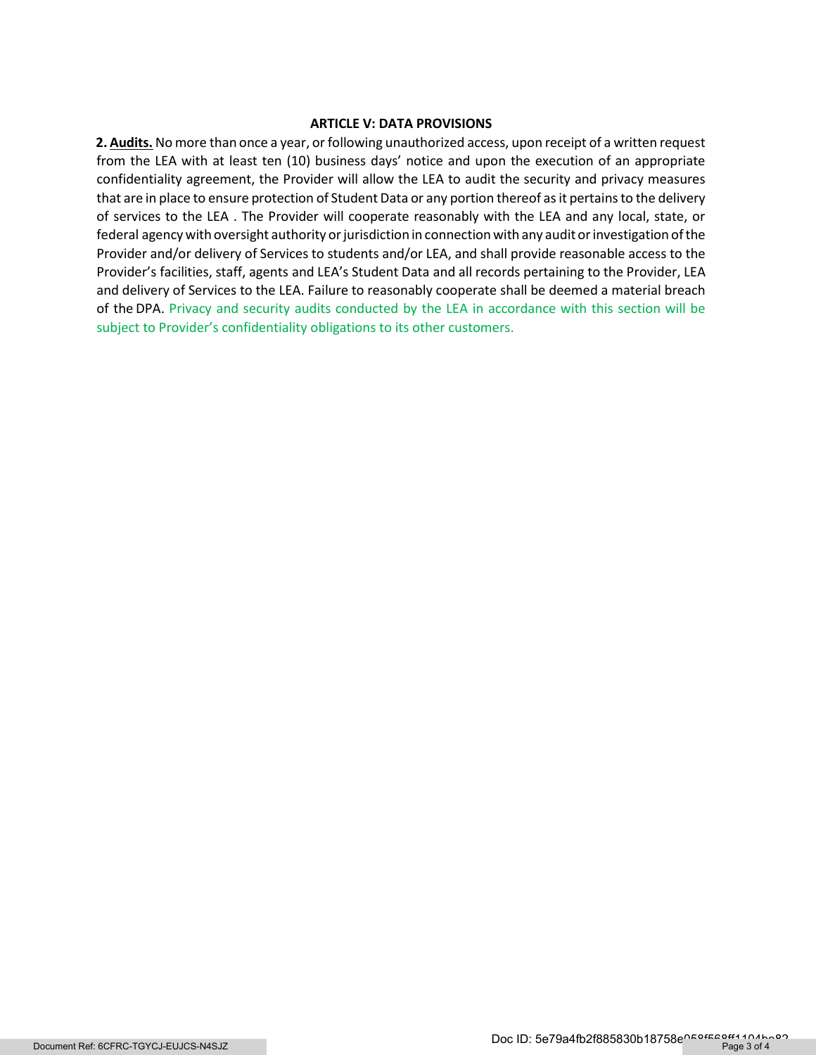## ARTICLE V: DATA PROVISIONS

**2. <u>Audits.</u>** No more than once a year, or following unauthorized access, upon receipt of a written request from the LEA with at least ten (10) business days' notice and upon the execution of an appropriate confidentiality agreement, the Provider will allow the LEA to audit the security and privacy measures that are in place to ensure protection of Student Data or any portion thereof as it pertains to the delivery of services to the LEA . The Provider will cooperate reasonably with the LEA and any local, state, or federal agency with oversight authority or jurisdiction in connection with any audit or investigation of the Provider and/or delivery of Services to students and/or LEA, and shall provide reasonable access to the Provider's facilities, staff, agents and LEA's Student Data and all records pertaining to the Provider, LEA and delivery of Services to the LEA. Failure to reasonably cooperate shall be deemed a material breach of the DPA. Privacy and security audits conducted by the LEA in accordance with this section will be subject to Provider's confidentiality obligations to its other customers.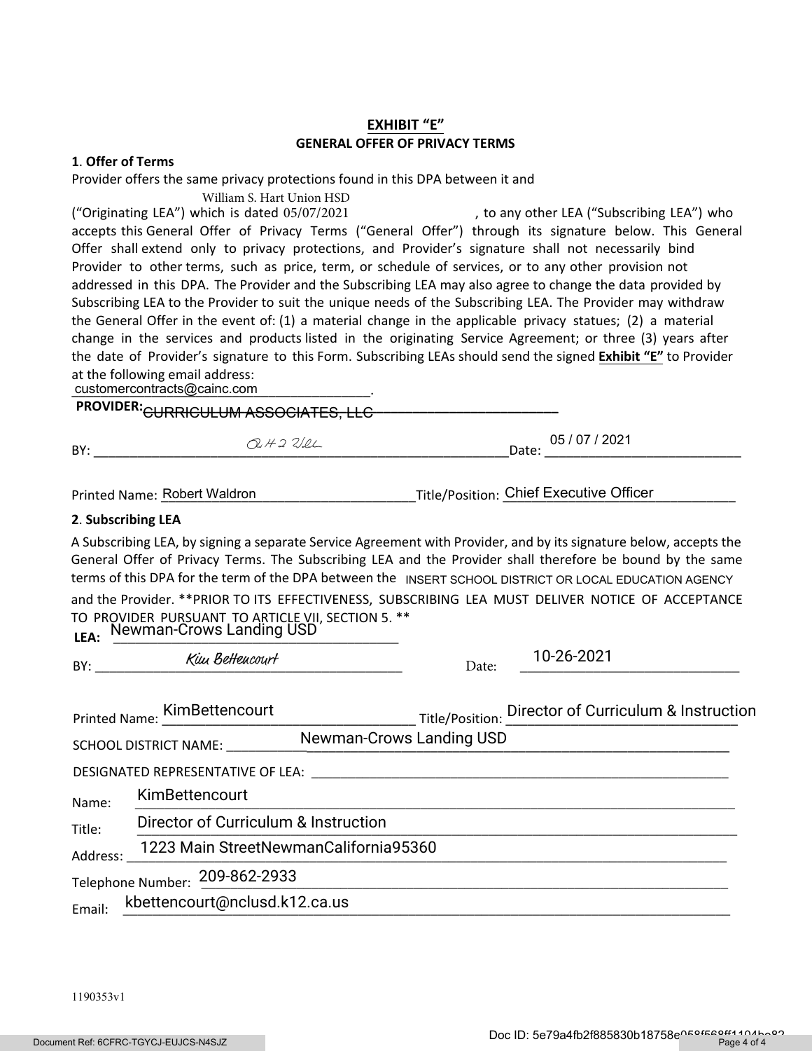## EXHIBIT "E"

### GENERAL OFFER OF PRIVACY TERMS

**1. Offer of Terms**

Provider offers the same privacy protections found in this DPA between it and William S. Hart Union HSD ("Originating LEA") which is dated 05/07/2021, to any other LEA ("Subscribing LEA") who accepts this General Offer of Privacy Terms ("General Offer") through its signature below. This General Offer shall extend only to privacy protections, and Provider's signature shall not necessarily bind Provider to other terms, such as price, term, or schedule of services, or to any other provision not addressed in this DPA. The Provider and the Subscribing LEA may also agree to change the data provided by Subscribing LEA to the Provider to suit the unique needs of the Subscribing LEA. The Provider may withdraw the General Offer in the event of: (1) a material change in the applicable privacy statues; (2) a material change in the services and products listed in the originating Service Agreement; or three (3) years after the date of Provider's signature to this Form. Subscribing LEAs should send the signed **Exhibit "E"** to Provider at the following email address: customercontracts@cainc.com.

**PROVIDER:** CURRICULUM ASSOCIATES, LLC

BY: _[signature]_ Date: 05 / 07 / 2021

Printed Name: Robert Waldron Title/Position: Chief Executive Officer

**2. Subscribing LEA**

A Subscribing LEA, by signing a separate Service Agreement with Provider, and by its signature below, accepts the General Offer of Privacy Terms. The Subscribing LEA and the Provider shall therefore be bound by the same terms of this DPA for the term of the DPA between the INSERT SCHOOL DISTRICT OR LOCAL EDUCATION AGENCY and the Provider. **PRIOR TO ITS EFFECTIVENESS, SUBSCRIBING LEA MUST DELIVER NOTICE OF ACCEPTANCE TO PROVIDER PURSUANT TO ARTICLE VII, SECTION 5. **

**LEA:** Newman-Crows Landing USD

BY: Kim Bettencourt Date: 10-26-2021

Printed Name: KimBettencourt Title/Position: Director of Curriculum & Instruction

SCHOOL DISTRICT NAME: Newman-Crows Landing USD

DESIGNATED REPRESENTATIVE OF LEA:

Name: KimBettencourt

Title: Director of Curriculum & Instruction

Address: 1223 Main StreetNewmanCalifornia95360

Telephone Number: 209-862-2933

Email: kbettencourt@nclusd.k12.ca.us

1190353v1